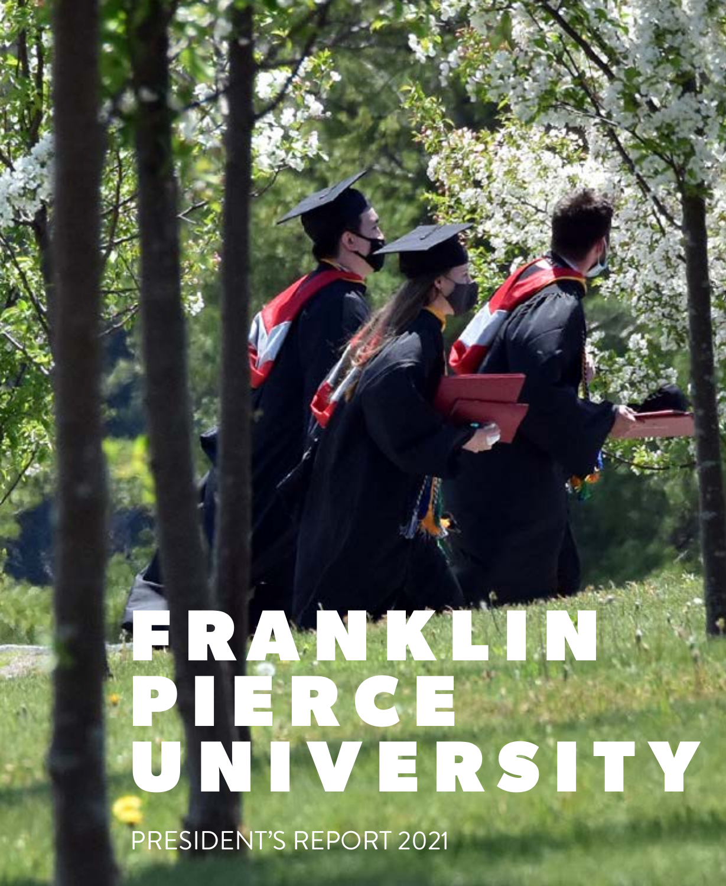# FRANKLIN PIERCE UNIVERSITY

PRESIDENT'S REPORT 2021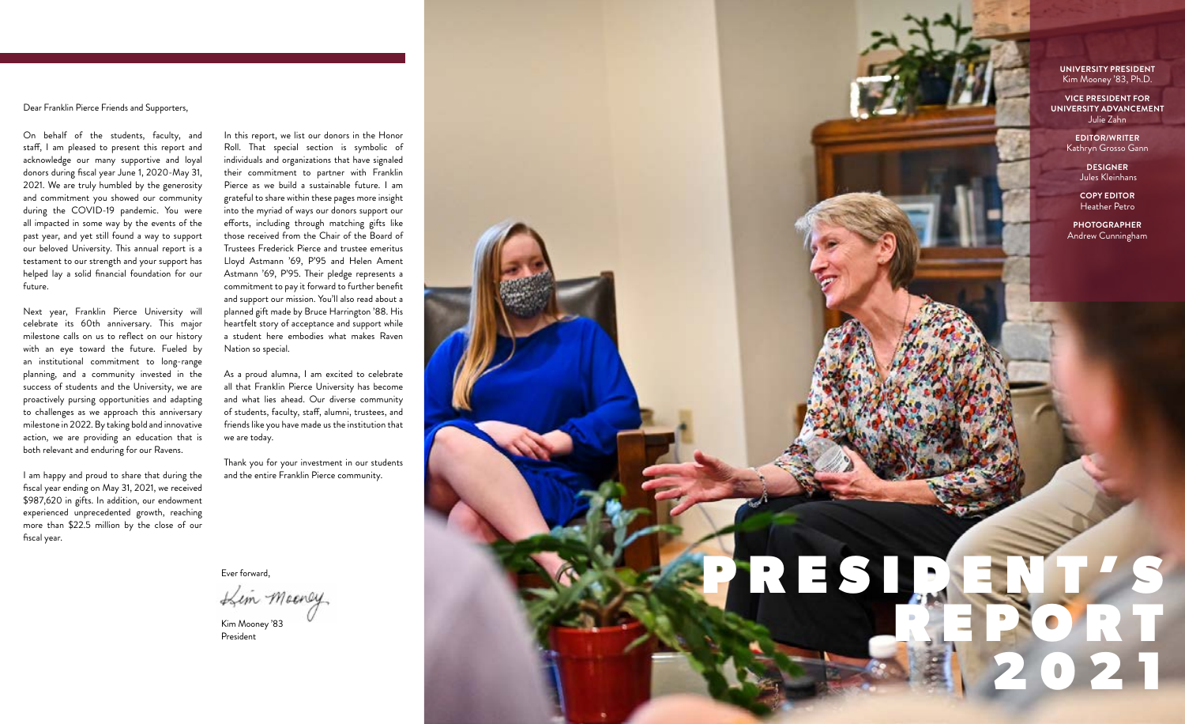# PRESIDENT'S REPORT 2021

**UNIVERSITY PRESIDENT**
Kim Mooney '83, Ph.D.

**VICE PRESIDENT FOR UNIVERSITY ADVANCEMENT**
Julie Zahn

**EDITOR/WRITER**
Kathryn Grosso Gann

**DESIGNER**
Jules Kleinhans

**COPY EDITOR**
Heather Petro

**PHOTOGRAPHER**
Andrew Cunningham

Dear Franklin Pierce Friends and Supporters,

On behalf of the students, faculty, and staff, I am pleased to present this report and acknowledge our many supportive and loyal donors during fiscal year June 1, 2020-May 31, 2021. We are truly humbled by the generosity and commitment you showed our community during the COVID-19 pandemic. You were all impacted in some way by the events of the past year, and yet still found a way to support our beloved University. This annual report is a testament to our strength and your support has helped lay a solid financial foundation for our future.

Next year, Franklin Pierce University will celebrate its 60th anniversary. This major milestone calls on us to reflect on our history with an eye toward the future. Fueled by an institutional commitment to long-range planning, and a community invested in the success of students and the University, we are proactively pursing opportunities and adapting to challenges as we approach this anniversary milestone in 2022. By taking bold and innovative action, we are providing an education that is both relevant and enduring for our Ravens.

I am happy and proud to share that during the fiscal year ending on May 31, 2021, we received $987,620 in gifts. In addition, our endowment experienced unprecedented growth, reaching more than $22.5 million by the close of our fiscal year.

In this report, we list our donors in the Honor Roll. That special section is symbolic of individuals and organizations that have signaled their commitment to partner with Franklin Pierce as we build a sustainable future. I am grateful to share within these pages more insight into the myriad of ways our donors support our efforts, including through matching gifts like those received from the Chair of the Board of Trustees Frederick Pierce and trustee emeritus Lloyd Astmann '69, P'95 and Helen Ament Astmann '69, P'95. Their pledge represents a commitment to pay it forward to further benefit and support our mission. You'll also read about a planned gift made by Bruce Harrington '88. His heartfelt story of acceptance and support while a student here embodies what makes Raven Nation so special.

As a proud alumna, I am excited to celebrate all that Franklin Pierce University has become and what lies ahead. Our diverse community of students, faculty, staff, alumni, trustees, and friends like you have made us the institution that we are today.

Thank you for your investment in our students and the entire Franklin Pierce community.

Ever forward,

Kim Mooney

Kim Mooney '83
President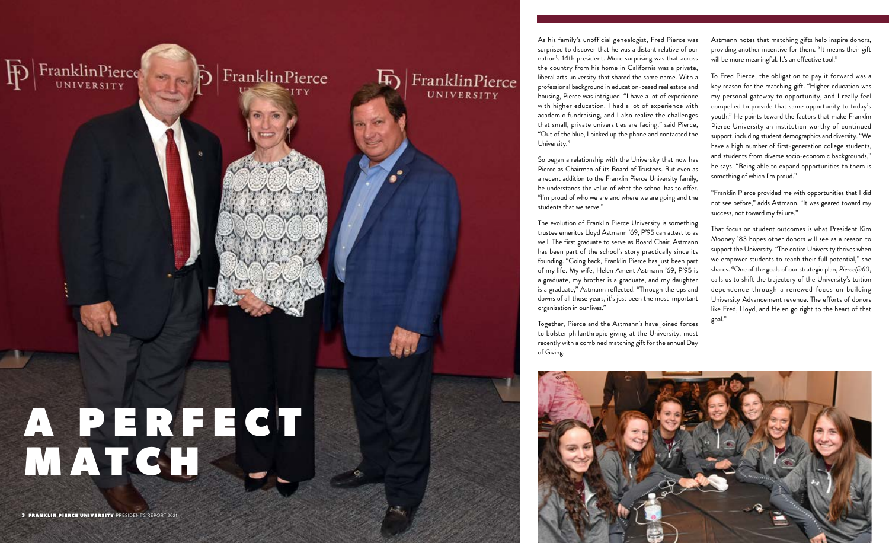# A PERFECT MATCH

As his family's unofficial genealogist, Fred Pierce was surprised to discover that he was a distant relative of our nation's 14th president. More surprising was that across the country from his home in California was a private, liberal arts university that shared the same name. With a professional background in education-based real estate and housing, Pierce was intrigued. "I have a lot of experience with higher education. I had a lot of experience with academic fundraising, and I also realize the challenges that small, private universities are facing," said Pierce, "Out of the blue, I picked up the phone and contacted the University."

So began a relationship with the University that now has Pierce as Chairman of its Board of Trustees. But even as a recent addition to the Franklin Pierce University family, he understands the value of what the school has to offer. "I'm proud of who we are and where we are going and the students that we serve."

The evolution of Franklin Pierce University is something trustee emeritus Lloyd Astmann '69, P'95 can attest to as well. The first graduate to serve as Board Chair, Astmann has been part of the school's story practically since its founding. "Going back, Franklin Pierce has just been part of my life. My wife, Helen Ament Astmann '69, P'95 is a graduate, my brother is a graduate, and my daughter is a graduate," Astmann reflected. "Through the ups and downs of all those years, it's just been the most important organization in our lives."

Together, Pierce and the Astmann's have joined forces to bolster philanthropic giving at the University, most recently with a combined matching gift for the annual Day of Giving.

Astmann notes that matching gifts help inspire donors, providing another incentive for them. "It means their gift will be more meaningful. It's an effective tool."

To Fred Pierce, the obligation to pay it forward was a key reason for the matching gift. "Higher education was my personal gateway to opportunity, and I really feel compelled to provide that same opportunity to today's youth." He points toward the factors that make Franklin Pierce University an institution worthy of continued support, including student demographics and diversity. "We have a high number of first-generation college students, and students from diverse socio-economic backgrounds," he says. "Being able to expand opportunities to them is something of which I'm proud."

"Franklin Pierce provided me with opportunities that I did not see before," adds Astmann. "It was geared toward my success, not toward my failure."

That focus on student outcomes is what President Kim Mooney '83 hopes other donors will see as a reason to support the University. "The entire University thrives when we empower students to reach their full potential," she shares. "One of the goals of our strategic plan, *Pierce@60*, calls us to shift the trajectory of the University's tuition dependence through a renewed focus on building University Advancement revenue. The efforts of donors like Fred, Lloyd, and Helen go right to the heart of that goal."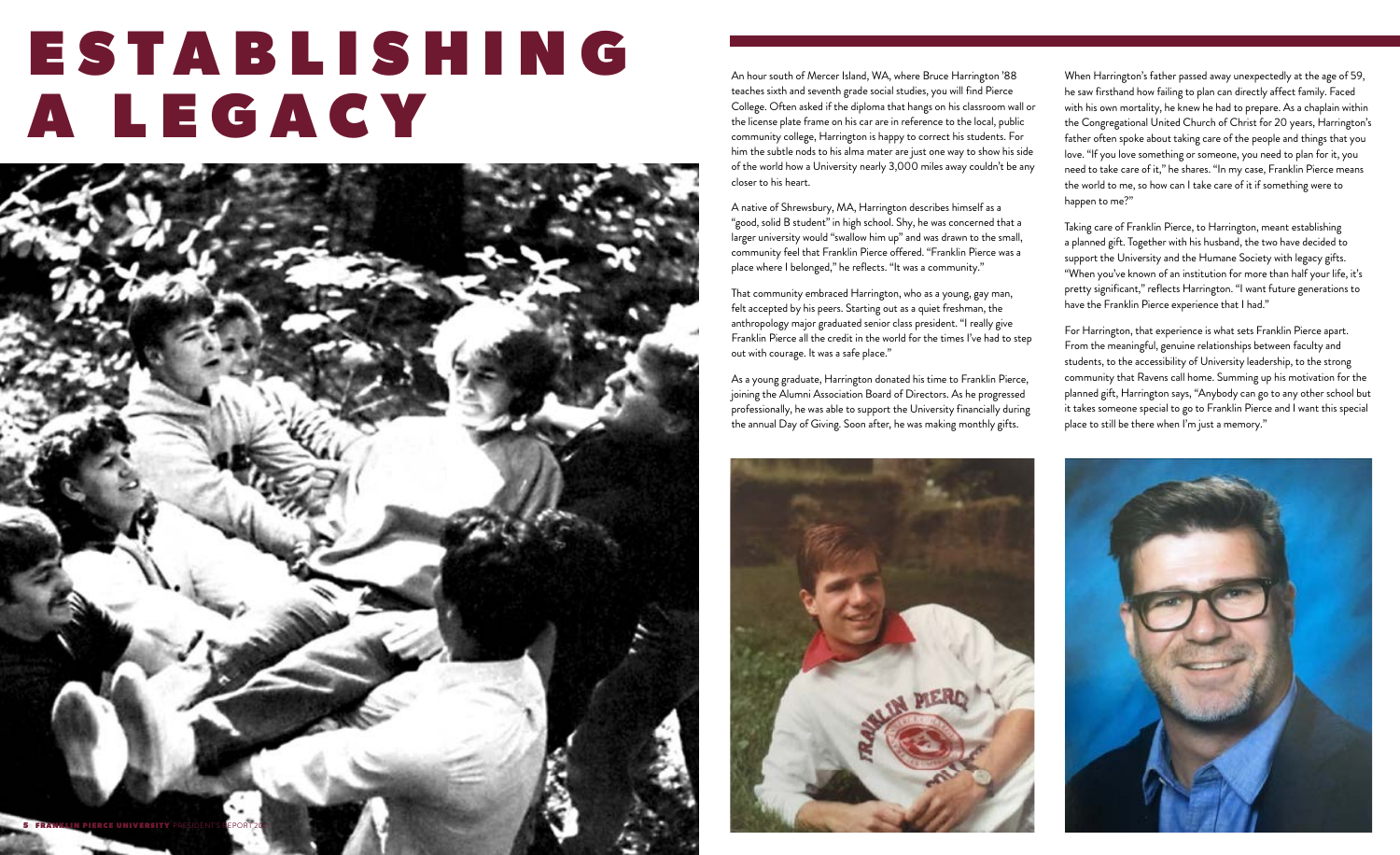# ESTABLISHING A LEGACY

An hour south of Mercer Island, WA, where Bruce Harrington '88 teaches sixth and seventh grade social studies, you will find Pierce College. Often asked if the diploma that hangs on his classroom wall or the license plate frame on his car are in reference to the local, public community college, Harrington is happy to correct his students. For him the subtle nods to his alma mater are just one way to show his side of the world how a University nearly 3,000 miles away couldn't be any closer to his heart.

A native of Shrewsbury, MA, Harrington describes himself as a "good, solid B student" in high school. Shy, he was concerned that a larger university would "swallow him up" and was drawn to the small, community feel that Franklin Pierce offered. "Franklin Pierce was a place where I belonged," he reflects. "It was a community."

That community embraced Harrington, who as a young, gay man, felt accepted by his peers. Starting out as a quiet freshman, the anthropology major graduated senior class president. "I really give Franklin Pierce all the credit in the world for the times I've had to step out with courage. It was a safe place."

As a young graduate, Harrington donated his time to Franklin Pierce, joining the Alumni Association Board of Directors. As he progressed professionally, he was able to support the University financially during the annual Day of Giving. Soon after, he was making monthly gifts.

When Harrington's father passed away unexpectedly at the age of 59, he saw firsthand how failing to plan can directly affect family. Faced with his own mortality, he knew he had to prepare. As a chaplain within the Congregational United Church of Christ for 20 years, Harrington's father often spoke about taking care of the people and things that you love. "If you love something or someone, you need to plan for it, you need to take care of it," he shares. "In my case, Franklin Pierce means the world to me, so how can I take care of it if something were to happen to me?"

Taking care of Franklin Pierce, to Harrington, meant establishing a planned gift. Together with his husband, the two have decided to support the University and the Humane Society with legacy gifts. "When you've known of an institution for more than half your life, it's pretty significant," reflects Harrington. "I want future generations to have the Franklin Pierce experience that I had."

For Harrington, that experience is what sets Franklin Pierce apart. From the meaningful, genuine relationships between faculty and students, to the accessibility of University leadership, to the strong community that Ravens call home. Summing up his motivation for the planned gift, Harrington says, "Anybody can go to any other school but it takes someone special to go to Franklin Pierce and I want this special place to still be there when I'm just a memory."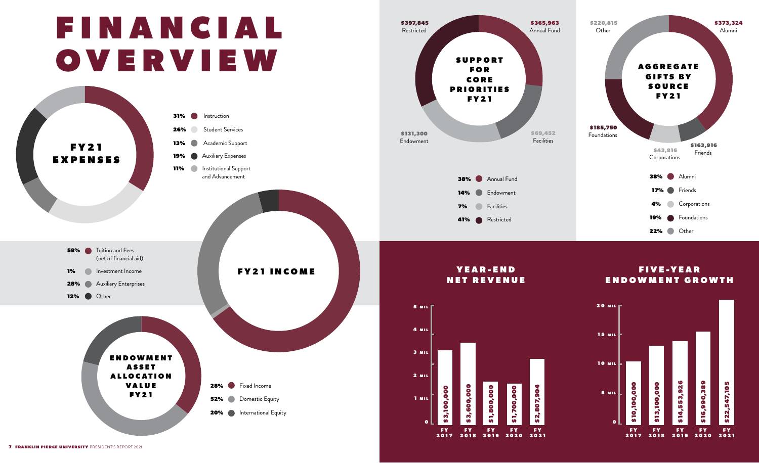# FINANCIAL OVERVIEW

## FY21 EXPENSES

| Percentage | Category |
|---|---|
| 31% | Instruction |
| 26% | Student Services |
| 13% | Academic Support |
| 19% | Auxiliary Expenses |
| 11% | Institutional Support and Advancement |

## FY21 INCOME

| Percentage | Category |
|---|---|
| 58% | Tuition and Fees (net of financial aid) |
| 1% | Investment Income |
| 28% | Auxiliary Enterprises |
| 12% | Other |

## ENDOWMENT ASSET ALLOCATION VALUE FY21

| Percentage | Category |
|---|---|
| 28% | Fixed Income |
| 52% | Domestic Equity |
| 20% | International Equity |

## SUPPORT FOR CORE PRIORITIES FY21

| Category | Amount | Percentage |
|---|---|---|
| Annual Fund | $365,963 | 38% |
| Endowment | $131,300 | 14% |
| Facilities | $69,452 | 7% |
| Restricted | $397,845 | 41% |

## AGGREGATE GIFTS BY SOURCE FY21

| Source | Amount | Percentage |
|---|---|---|
| Alumni | $373,324 | 38% |
| Friends | $163,916 | 17% |
| Corporations | $43,816 | 4% |
| Foundations | $185,750 | 19% |
| Other | $220,815 | 22% |

## YEAR-END NET REVENUE

| Fiscal Year | Net Revenue |
|---|---|
| FY 2017 | $3,100,000 |
| FY 2018 | $3,600,000 |
| FY 2019 | $1,800,000 |
| FY 2020 | $1,700,000 |
| FY 2021 | $2,807,904 |

## FIVE-YEAR ENDOWMENT GROWTH

| Fiscal Year | Endowment |
|---|---|
| FY 2017 | $10,100,000 |
| FY 2018 | $13,100,000 |
| FY 2019 | $14,553,926 |
| FY 2020 | $16,990,389 |
| FY 2021 | $22,547,105 |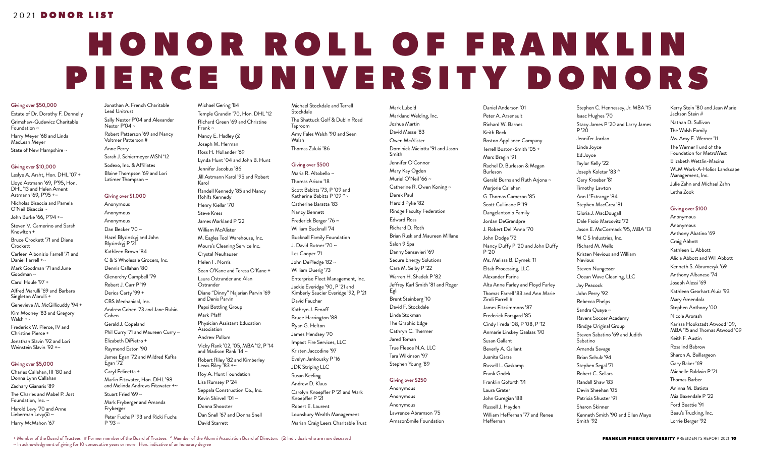2021 **DONOR LIST**

# HONOR ROLL OF FRANKLIN PIERCE UNIVERSITY DONORS

## Giving over $50,000

Estate of Dr. Dorothy F. Donnelly
Grimshaw-Gudewicz Charitable Foundation ~
Harry Meyer '68 and Linda MacLean Meyer
State of New Hampshire ~

## Giving over $10,000

Leslye A. Arsht, Hon. DHL '07 +
Lloyd Astmann '69, P'95, Hon. DHL '13 and Helen Ament Astmann '69, P'95 +~
Nicholas Bisaccia and Pamela O'Neil Bisaccia ~
John Burke '66, P'94 +~
Steven V. Camerino and Sarah Knowlton +
Bruce Crockett '71 and Diane Crockett
Carleen Albonizio Farrell '71 and Daniel Farrell +~
Mark Goodman '71 and June Goodman ~
Carol Houle '97 +
Alfred Marulli '69 and Barbara Singleton Marulli +
Genevieve M. McGillicuddy '94 +
Kim Mooney '83 and Gregory Walsh +~
Frederick W. Pierce, IV and Christine Pierce +
Jonathan Slavin '92 and Lori Weinstein Slavin '92 +~

## Giving over $5,000

Charles Callahan, III '80 and Donna Lynn Callahan
Zachary Gianaris '89
The Charles and Mabel P. Jost Foundation, Inc. ~
Harold Levy '70 and Anne Lieberman Levy@ ~
Harry McMahon '67
Jonathan A. French Charitable Lead Unitrust
Sally Nestor P'04 and Alexander Nestor P'04 ~
Robert Patterson '69 and Nancy Voltmer Patterson #
Anne Perry
Sarah J. Schiermeyer MSN '12
Sodexo, Inc. & Affiliates
Blaine Thompson '69 and Lori Latimer Thompson ~

## Giving over $1,000

Anonymous
Anonymous
Anonymous
Dan Becker '70 ~
Hazel Blyzinskyj and John Blyzinskyj P '21
Kathleen Brown '84
C & S Wholesale Grocers, Inc.
Dennis Callahan '80
Glenorchy Campbell '79
Robert J. Carr P '19
Derica Carty '99 +
CBS Mechanical, Inc.
Andrew Cohen '73 and Jane Rubin Cohen
Gerald J. Copeland
Phil Curry '71 and Maureen Curry ~
Elizabeth DiPietro +
Raymond Eaton '90
James Egan '72 and Mildred Kafka Egan '72
Caryl Felicetta +
Marlin Fitzwater, Hon. DHL '98 and Melinda Andrews Fitzwater +~
Stuart Fried '69 ~
Mark Fryberger and Amanda Fryberger
Peter Fuchs P '93 and Ricki Fuchs P '93 ~
Michael Gering '84
Temple Grandin '70, Hon. DHL '12
Richard Green '69 and Christine Frank ~
Nancy E. Hadley @
Joseph M. Herman
Ross H. Hollander '69
Lynda Hunt '04 and John B. Hunt
Jennifer Jacobus '86
Jill Astmann Karol '95 and Robert Karol
Randell Kennedy '85 and Nancy Rohlfs Kennedy
Henry Kiellar '70
Steve Kress
James Markland P '22
William McAlister
M. Eagles Tool Warehouse, Inc.
Moura's Cleaning Service Inc.
Crystal Neuhauser
Helen F. Norris
Sean O'Kane and Teresa O'Kane +
Laura Ostrander and Alan Ostrander
Diane "Dinny" Najarian Parvin '69 and Denis Parvin
Pepsi Bottling Group
Mark Pfaff
Physician Assistant Education Association
Andrew Pollom
Vicky Rank '02, '05, MBA '12, P '14 and Madison Rank '14 ~
Robert Riley '82 and Kimberley Lewis Riley '83 +~
Roy A. Hunt Foundation
Lisa Rumsey P '24
Seppala Construction Co., Inc.
Kevin Shirvell '01 ~
Donna Shooster
Dan Snell '67 and Donna Snell
David Starrett
Michael Stockdale and Terrell Stockdale
The Shattuck Golf & Dublin Road Taproom
Amy Fales Walsh '90 and Sean Walsh
Thomas Zaluki '86

## Giving over $500

Maria R. Altobello ~
Thomas Arisco '18
Scott Babitts '73, P '09 and Katherine Babitts P '09 ^~
Catherine Baratta '83
Nancy Bennett
Frederick Berger '76 ~
William Bucknall '74
Bucknall Family Foundation
J. David Butner '70 ~
Les Cooper '71
John DePledge '82 ~
William Duerig '73
Enterprise Fleet Management, Inc.
Jackie Everidge '90, P '21 and Kimberly Saucier Everidge '92, P '21
David Faucher
Kathryn J. Fenoff
Bruce Harrington '88
Ryan G. Helton
James Hendsey '70
Impact Fire Services, LLC
Kristen Jaccodine '97
Evelyn Jankousky P '16
JDK Striping LLC
Susan Keeling
Andrew D. Klaus
Carolyn Knoepfler P '21 and Mark Knoepfler P '21
Robert E. Laurent
Lounsbury Wealth Management
Marian Craig Leers Charitable Trust
Mark Lubold
Markland Welding, Inc.
Joshua Martin
David Masse '83
Owen McAlister
Dominick Miciotta '91 and Jason Smith
Jennifer O'Connor
Mary Kay Ogden
Muriel O'Neil '66 ~
Catherine R. Owen Koning ~
Derek Paul
Harold Pyke '82
Rindge Faculty Federation
Edward Ross
Richard D. Roth
Brian Rusk and Maureen Millane
Salon 9 Spa
Danny Sansevieri '69
Secure Energy Solutions
Cara M. Selby P '22
Warren H. Shadek P '82
Jeffrey Karl Smith '81 and Roger Egli
Brent Steinberg '10
David F. Stockdale
Linda Stokman
The Graphic Edge
Cathryn C. Thermer
Jared Toman
True Fleece N.A. LLC
Tara Wilkinson '97
Stephen Young '89

## Giving over $250

Anonymous
Anonymous
Anonymous
Lawrence Abramson '75
AmazonSmile Foundation
Daniel Anderson '01
Peter A. Arsenault
Richard W. Barnes
Keith Beck
Boston Appliance Company
Terrell Boston-Smith '05 +
Marc Bragin '91
Rachel D. Burleson & Megan Burleson
Gerald Burns and Ruth Arjona ~
Marjorie Callahan
G. Thomas Cameron '85
Scott Cullinane P '19
Dangelantonio Family
Jordan DeGrandpre
J. Robert Dell'Anno '70
John Dodge '72
Nancy Duffy P '20 and John Duffy P '20
Ms. Melissa B. Dymek '11
Eltab Processing, LLC
Alexander Farina
Alta Anne Farley and Floyd Farley
Thomas Farrell '83 and Ann Marie Ziroli Farrell #
James Fitzsimmons '87
Frederick Forsgard '85
Cindy Freda '08, P '08, P '12
Anmarie Linskey Gaalaas '90
Susan Gallant
Beverly A. Gallant
Juanita Garza
Russell L. Gaskamp
Frank Godek
Franklin Goforth '91
Laura Grater
John Guregian '88
Russell J. Hayden
William Heffernan '77 and Renee Heffernan
Stephen C. Hennessey, Jr. MBA '15
Isaac Hughes '70
Stacy James P '20 and Larry James P '20
Jennifer Jordan
Linda Joyce
Ed Joyce
Taylor Kelly '22
Joseph Koletar '83 ^
Gary Kroeber '81
Timothy Lawton
Ann L'Estrange '84
Stephen MacCrea '81
Gloria J. MacDougall
Dale Fazio Marcovitz '72
Jason E. McCormack '95, MBA '13
M C S Industries, Inc.
Richard M. Mello
Kristen Nevious and William Nevious
Steven Nungesser
Ocean Wave Cleaning, LLC
Jay Peacock
John Perry '92
Rebecca Phelps
Sandra Quaye ~
Ravens Soccer Academy
Rindge Original Group
Steven Sabatino '69 and Judith Sabatino
Amanda Savage
Brian Schulz '94
Stephen Segal '71
Robert C. Sellars
Randall Shaw '83
Devin Sheehan '05
Patricia Shuster '91
Sharon Skinner
Kenneth Smith '90 and Ellen Mayo Smith '92
Kerry Stein '80 and Jean Marie Jackson Stein #
Nathan D. Sullivan
The Walsh Family
Ms. Amy E. Werner '11
The Werner Fund of the Foundation for MetroWest
Elizabeth Wettlin-Macina
WLM Work-A-Holics Landscape Management, Inc.
Julie Zahn and Michael Zahn
Letha Zook

## Giving over $100

Anonymous
Anonymous
Anthony Abatino '69
Craig Abbott
Kathleen L. Abbott
Alicia Abbott and Will Abbott
Kenneth S. Abramczyk '69
Anthony Albanese '74
Joseph Alessi '69
Kathleen Gearhart Aluia '93
Mary Amendola
Stephen Anthony '00
Nicole Arorash
Karissa Hookstadt Atwood '09, MBA '15 and Thomas Atwood '09
Keith F. Austin
Rosalind Babrow
Sharon A. Baillargeon
Gary Baker '69
Michelle Baldwin P '21
Thomas Barber
Aninna M. Batista
Mia Baxendale P '22
Ford Beattie '91
Beau's Trucking, Inc.
Lorrie Berger '92

+ Member of the Board of Trustees # Former member of the Board of Trustees ^ Member of the Alumni Association Board of Directors @ Individuals who are now deceased
~ In acknowledgment of giving for 10 consecutive years or more Hon. indicative of an honorary degree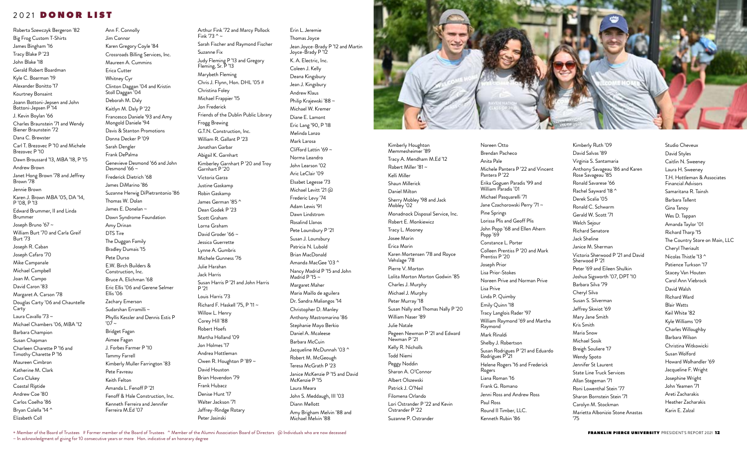# 2021 DONOR LIST

Roberta Szewczyk Bergeron '82
Big Frog Custom T-Shirts
James Bingham '16
Tracy Blake P '23
John Blake '18
Gerald Robert Boardman
Kyle C. Boarman '19
Alexander Bonitto '17
Kourtney Bonsaint
Joann Bottoni-Jepsen and John Bottoni-Jepsen P '14
J. Kevin Boylan '66
Charles Braunstein '71 and Wendy Biener Braunstein '72
Dana C. Brewster
Carl T. Brezovec P '10 and Michele Brezovec P '10
Dawn Broussard '13, MBA '18, P '15
Andrew Brown
Janet Hong Brown '78 and Jeffrey Brown '78
Jennie Brown
Karen J. Brown MBA '05, DA '14, P '08, P '13
Edward Brummer, II and Linda Brummer
Joseph Bruno '67 ~
William Burt '70 and Carla Greif Burt '73
Joseph R. Caban
Joseph Cafaro '70
Mike Campanale
Michael Campbell
Joan M. Campo
David Caron '83
Margaret A. Carson '78
Douglas Carty '06 and Chauntelle Carty
Laura Cavallo '73 ~
Michael Chambers '06, MBA '12
Barbara Champion
Susan Chapman
Charleen Charette P '16 and Timothy Charette P '16
Maureen Cimbron
Katherine M. Clark
Cora Clukey
Coastal Riptide
Andrew Coe '80
Carlos Coelho '86
Bryan Colella '14 ^
Elizabeth Coll

Ann F. Connolly
Jim Connor
Karen Gregory Coyle '84
Crossroads Billing Services, Inc.
Maureen A. Cummins
Erica Cutter
Whitney Cyr
Clinton Daggan '04 and Kristin Stoll Daggan '04
Deborah M. Daly
Kaitlyn M. Daly P '22
Francesco Daniele '93 and Amy Mongold Daniele '94
Davis & Stanton Promotions
Donna Decker P '09
Sarah Dengler
Frank DePalma
Genevieve Desmond '66 and John Desmond '66 ~
Frederick Dietrich '68
James DiMarino '86
Suzanne Herwig DiPietrantonio '86
Thomas W. Dolan
James E. Donelan ~
Down Syndrome Foundation
Amy Drinan
DTS Tire
The Duggan Family
Bradley Dumais '15
Pete Durso
E.W. Birch Builders & Construction, Inc.
Bruce A. Elichman '68
Eric Ellis '06 and Gerene Selmer Ellis '06
Zachary Emerson
Sudarshan Erramilli ~
Phyllis Kessler and Dennis Estis P '07 ~
Bridget Fagan
Aimee Fagan
J. Forbes Farmer P '10
Tammy Farrell
Kimberly Muller Farrington '83
Pete Favreau
Keith Felton
Amanda L. Fenoff P '21
Fenoff & Hale Construction, Inc.
Kenneth Ferreira and Jennifer Ferreira M.Ed '07

Arthur Fink '72 and Marcy Pollock Fink '73 ^ ~
Sarah Fischer and Raymond Fischer
Suzanne Fix
Judy Fleming P '13 and Gregory Fleming, Sr. P '13
Marybeth Fleming
Chris J. Flynn, Hon. DHL '05 #
Christina Foley
Michael Frappier '15
Jon Frederick
Friends of the Dublin Public Library
Frogg Brewing
G.T.N. Construction, Inc.
William R. Gallant P '23
Jonathan Garbar
Abigail K. Garnhart
Kimberley Garnhart P '20 and Troy Garnhart P '20
Victoria Garza
Justine Gaskamp
Robin Gaskamp
James German '85 ^
Dean Godek P '23
Scott Graham
Lorna Graham
David Groder '66 ~
Jessica Guerrette
Lynne A. Gumbris
Michele Gunness '76
Julie Harahan
Jack Harris
Susan Harris P '21 and John Harris P '21
Louis Harris '73
Richard F. Haskell '75, P '11 ~
Willow L. Henry
Corey Hill '88
Robert Hoefs
Martha Holland '09
Jon Holmes '17
Andrea Hottleman
Owen R. Houghton P '89 ~
David Houston
Brian Hovendon '79
Frank Hubacz
Denise Hunt '17
Walter Jackson '71
Jaffrey-Rindge Rotary
Peter Jasinski

Erin L. Jeremie
Thomas Joyce
Jean Joyce-Brady P '12 and Martin Joyce-Brady P '12
K. A. Electric, Inc.
Coleen J. Kelly
Deana Kingsbury
Jean J. Kingsbury
Andrew Klaus
Philip Krajewski '88 ~
Michael W. Kremer
Diane E. Lamont
Eric Lang '90, P '18
Melinda Lanzo
Mark Larosa
Clifford Lattin '69 ~
Norma Leandro
John Learson '02
Aric LeClair '09
Elsabet Legesse '73
Michael Levitt '21 @
Frederic Levy '74
Adam Lewis '91
Dawn Lindstrom
Rosalind Llanos
Pete Lounsbury P '21
Susan J. Lounsbury
Patricia N. Lubold
Brian MacDonald
Amanda MacGee '03 ^
Nancy Madrid P '15 and John Madrid P '15 ~
Margaret Maher
Maria Maillo de aguilera
Dr. Sandra Maliangos '14
Christopher D. Manley
Anthony Mastromarino '86
Stephanie Mayo Berkio
Daniel A. Mcaleese
Barbara McCuin
Jacqueline McDunnah '03 ^
Robert M. McGeough
Teresa McGrath P '23
Janice McKenzie P '15 and David McKenzie P '15
Laura Meara
John S. Meddaugh, III '03
Diann Mellott
Amy Brigham Melvin '88 and Michael Melvin '88

Kimberly Houghton Memmesheimer '89
Tracy A. Mendham M.Ed '12
Robert Miller '81 ~
Kelli Miller
Shaun Millerick
Daniel Milton
Sherry Mobley '98 and Jack Mobley '02
Monadnock Disposal Service, Inc.
Robert E. Monkiewicz
Tracy L. Mooney
Josee Morin
Erica Morin
Karen Mortensen '78 and Royce Vehslage '78
Pierre V. Morton
Lolita Morton Morton Godwin '85
Charles J. Murphy
Michael J. Murphy
Peter Murray '18
Susan Nally and Thomas Nally P '20
William Naser '89
Julie Natale
Pegeen Newman P '21 and Edward Newman P '21
Kelly R. Nicholls
Todd Niemi
Peggy Noddin
Sharon A. O'Connor
Albert Olszewski
Patrick J. O'Neil
Filomena Orlando
Lori Ostrander P '22 and Kevin Ostrander P '22
Suzanne P. Ostrander

Noreen Otto
Brendan Pacheco
Anita Pale
Michele Pantera P '22 and Vincent Pantera P '22
Erika Goguen Paradis '99 and William Paradis '01
Michael Pasquarelli '71
Jane Czachorowski Perry '71 ~
Pine Springs
Lorissa Plis and Geoff Plis
John Popp '68 and Ellen Ahern Popp '69
Constance L. Porter
Colleen Prentiss P '20 and Mark Prentiss P '20
Joseph Prior
Lisa Prior-Stokes
Noreen Prive and Norman Prive
Lisa Prive
Linda P. Quimby
Emily Quinn '18
Tracy Langlois Rader '97
William Raymond '69 and Martha Raymond
Mark Rinaldi
Shelby J. Robertson
Susan Rodrigues P '21 and Eduardo Rodrigues P '21
Helene Rogers '16 and Frederick Rogers
Liana Roman '16
Frank G. Romano
Jenni Ross and Andrew Ross
Paul Ross
Round II Timber, LLC.
Kenneth Rubin '86

Kimberly Ruth '09
David Salvas '89
Virginia S. Santamaria
Anthony Savageau '86 and Karen Rose Savageau '85
Ronald Savarese '66
Rachel Sayward '18 ^
Derek Scalia '05
Ronald C. Schwarm
Gerald W. Scott '71
Welch Sejour
Richard Senatore
Jack Sheline
Janice M. Sherman
Victoria Sherwood P '21 and David Sherwood P '21
Peter '69 and Eileen Shulkin
Joshua Sigsworth '07, DPT '10
Barbara Silva '79
Cheryl Silva
Susan S. Silverman
Jeffrey Skwiot '69
Mary Jane Smith
Kris Smith
Maria Snow
Michael Sosik
Breigh Souliere '17
Wendy Spoto
Jennifer St Laurent
State Line Truck Services
Allan Stegeman '71
Roni Lowenthal Stein '77
Sharon Bornstein Stein '71
Carolyn M. Stockman
Marietta Albonizio Stone Anastas '75

Studio Cheveux
David Styles
Caitlin N. Sweeney
Laura H. Sweeney
T.H. Hottleman & Associates Financial Advisors
Samaritana R. Tainsh
Barbara Tallent
Gina Tanoy
Wes D. Tappan
Amanda Taylor '01
Richard Tharp '15
The Country Store on Main, LLC
Cheryl Theriault
Nicolas Thistle '13 ^
Patience Turkson '17
Stacey Van Houten
Carol Ann Viebrock
David Walsh
Richard Ward
Blair Watts
Keil White '82
Kyle Williams '09
Charles Willoughby
Barbara Wilson
Christina Witkowicki
Susan Wolford
Howard Wolhandler '69
Jacqueline F. Wright
Josephine Wright
John Yeamen '71
Areti Zacharakis
Heather Zacharakis
Karin E. Zalzal

+ Member of the Board of Trustees # Former member of the Board of Trustees ^ Member of the Alumni Association Board of Directors @ Individuals who are now deceased
~ In acknowledgment of giving for 10 consecutive years or more Hon. indicative of an honorary degree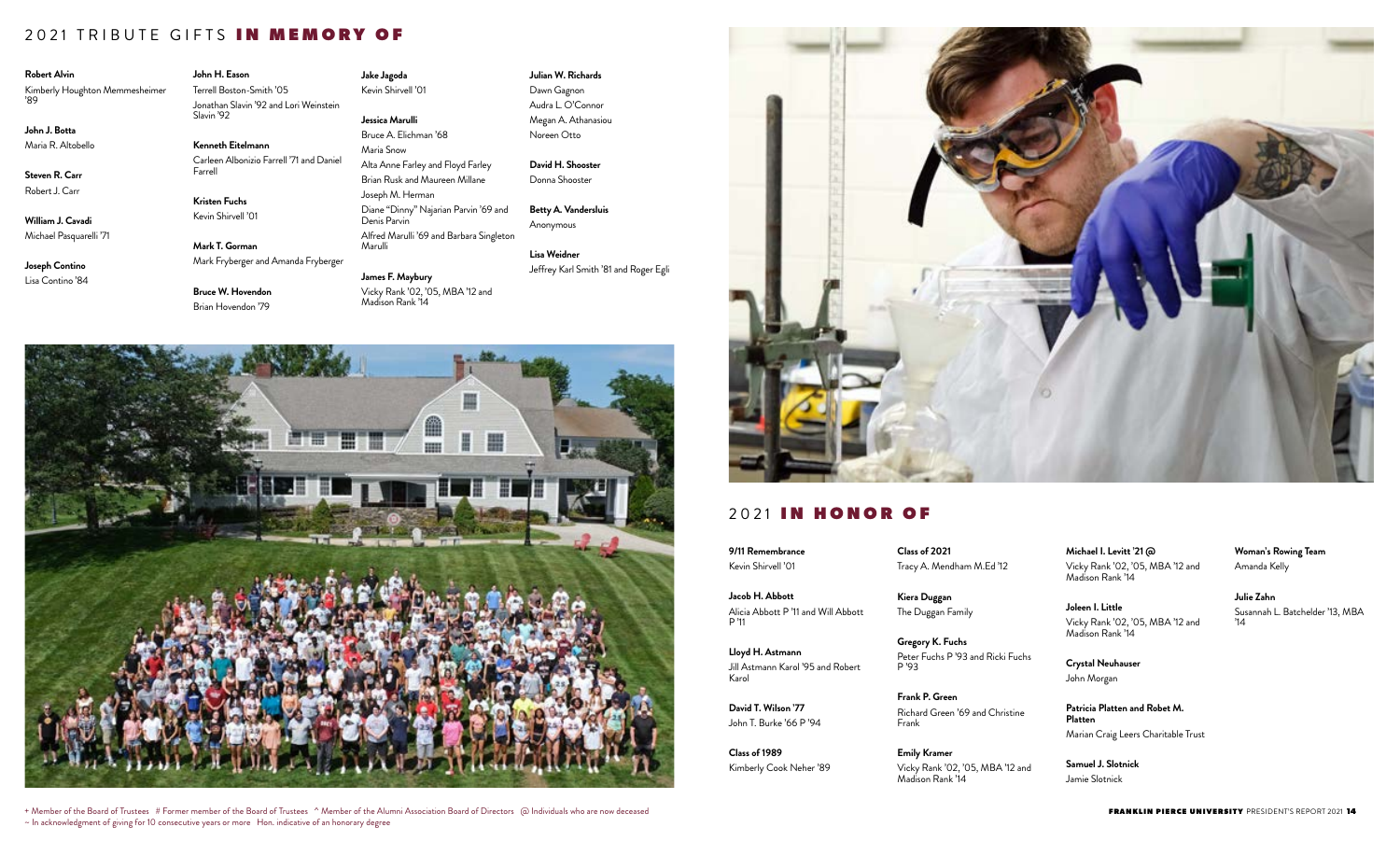## 2021 TRIBUTE GIFTS **IN MEMORY OF**

**Robert Alvin**
Kimberly Houghton Memmesheimer '89

**John J. Botta**
Maria R. Altobello

**Steven R. Carr**
Robert J. Carr

**William J. Cavadi**
Michael Pasquarelli '71

**Joseph Contino**
Lisa Contino '84

**John H. Eason**
Terrell Boston-Smith '05
Jonathan Slavin '92 and Lori Weinstein Slavin '92

**Kenneth Eitelmann**
Carleen Albonizio Farrell '71 and Daniel Farrell

**Kristen Fuchs**
Kevin Shirvell '01

**Mark T. Gorman**
Mark Fryberger and Amanda Fryberger

**Bruce W. Hovendon**
Brian Hovendon '79

**Jake Jagoda**
Kevin Shirvell '01

**Jessica Marulli**
Bruce A. Elichman '68
Maria Snow
Alta Anne Farley and Floyd Farley
Brian Rusk and Maureen Millane
Joseph M. Herman
Diane "Dinny" Najarian Parvin '69 and Denis Parvin
Alfred Marulli '69 and Barbara Singleton Marulli

**James F. Maybury**
Vicky Rank '02, '05, MBA '12 and Madison Rank '14

**Julian W. Richards**
Dawn Gagnon
Audra L. O'Connor
Megan A. Athanasiou
Noreen Otto

**David H. Shooster**
Donna Shooster

**Betty A. Vandersluis**
Anonymous

**Lisa Weidner**
Jeffrey Karl Smith '81 and Roger Egli

## 2021 **IN HONOR OF**

**9/11 Remembrance**
Kevin Shirvell '01

**Jacob H. Abbott**
Alicia Abbott P '11 and Will Abbott P '11

**Lloyd H. Astmann**
Jill Astmann Karol '95 and Robert Karol

**David T. Wilson '77**
John T. Burke '66 P '94

**Class of 1989**
Kimberly Cook Neher '89

**Class of 2021**
Tracy A. Mendham M.Ed '12

**Kiera Duggan**
The Duggan Family

**Gregory K. Fuchs**
Peter Fuchs P '93 and Ricki Fuchs P '93

**Frank P. Green**
Richard Green '69 and Christine Frank

**Emily Kramer**
Vicky Rank '02, '05, MBA '12 and Madison Rank '14

**Michael I. Levitt '21 @**
Vicky Rank '02, '05, MBA '12 and Madison Rank '14

**Joleen I. Little**
Vicky Rank '02, '05, MBA '12 and Madison Rank '14

**Crystal Neuhauser**
John Morgan

**Patricia Platten and Robet M. Platten**
Marian Craig Leers Charitable Trust

**Samuel J. Slotnick**
Jamie Slotnick

**Woman's Rowing Team**
Amanda Kelly

**Julie Zahn**
Susannah L. Batchelder '13, MBA '14

+ Member of the Board of Trustees # Former member of the Board of Trustees ^ Member of the Alumni Association Board of Directors @ Individuals who are now deceased
~ In acknowledgment of giving for 10 consecutive years or more Hon. indicative of an honorary degree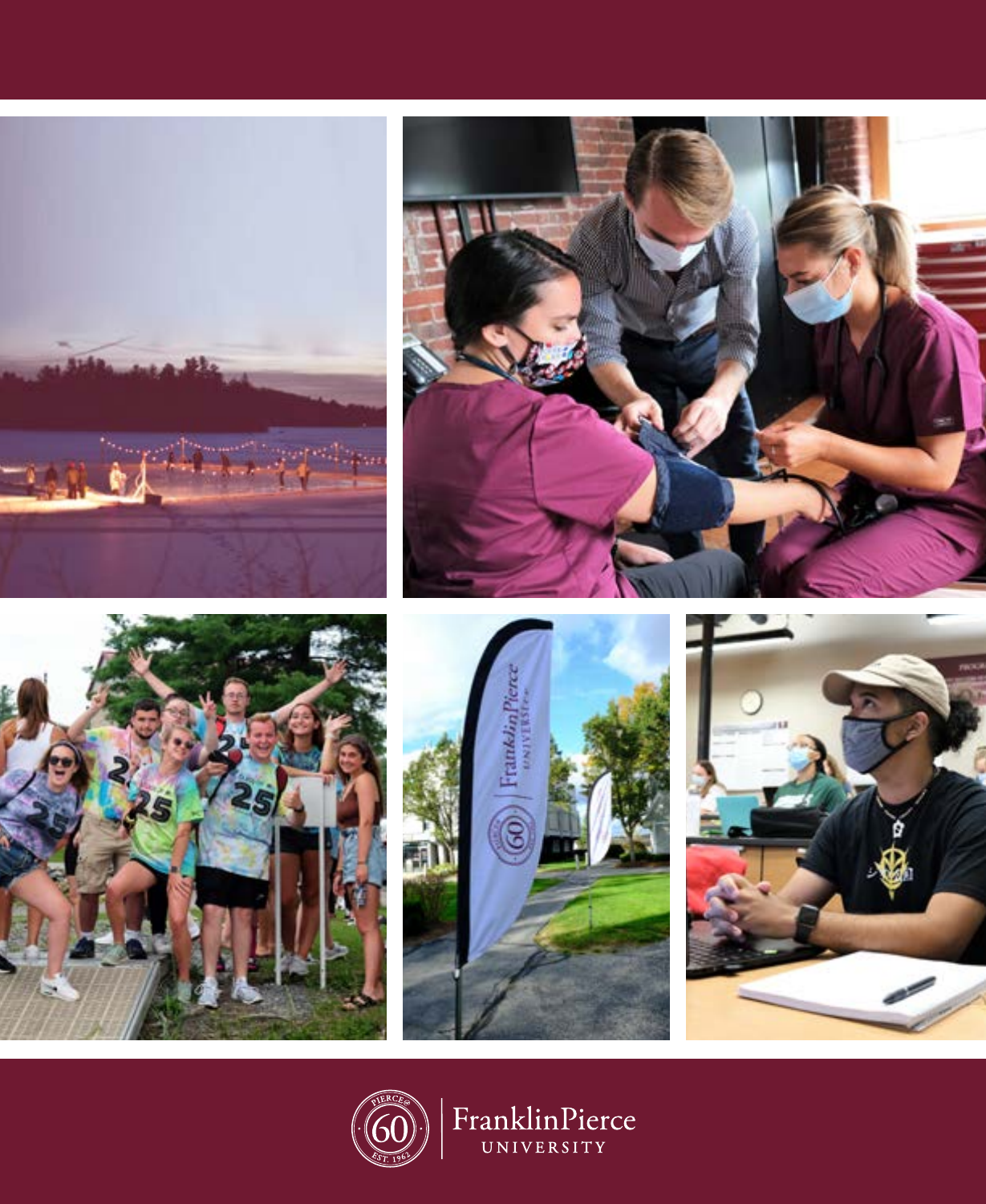Franklin Pierce UNIVERSITY